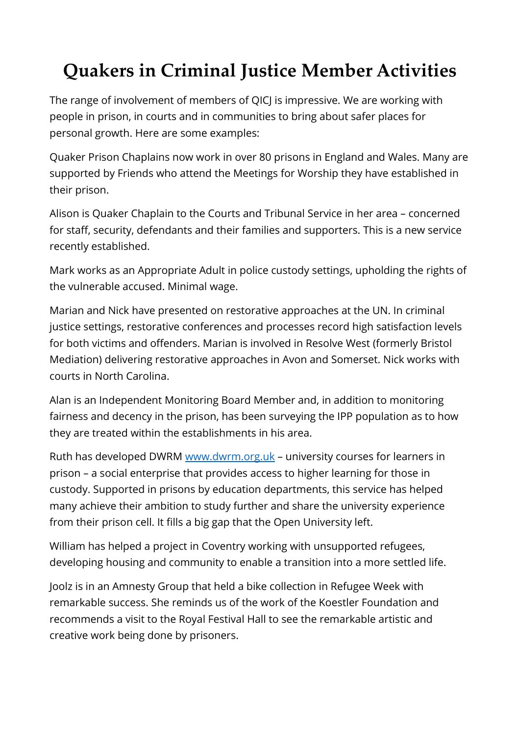# Quakers in Criminal Justice Member Activities

The range of involvement of members of QICJ is impressive. We are working with people in prison, in courts and in communities to bring about safer places for personal growth. Here are some examples:

Quaker Prison Chaplains now work in over 80 prisons in England and Wales. Many are supported by Friends who attend the Meetings for Worship they have established in their prison.

Alison is Quaker Chaplain to the Courts and Tribunal Service in her area – concerned for staff, security, defendants and their families and supporters. This is a new service recently established.

Mark works as an Appropriate Adult in police custody settings, upholding the rights of the vulnerable accused. Minimal wage.

Marian and Nick have presented on restorative approaches at the UN. In criminal justice settings, restorative conferences and processes record high satisfaction levels for both victims and offenders. Marian is involved in Resolve West (formerly Bristol Mediation) delivering restorative approaches in Avon and Somerset. Nick works with courts in North Carolina.

Alan is an Independent Monitoring Board Member and, in addition to monitoring fairness and decency in the prison, has been surveying the IPP population as to how they are treated within the establishments in his area.

Ruth has developed DWRM [www.dwrm.org.uk](http://www.dwrm.org.uk) – university courses for learners in prison – a social enterprise that provides access to higher learning for those in custody. Supported in prisons by education departments, this service has helped many achieve their ambition to study further and share the university experience from their prison cell. It fills a big gap that the Open University left.

William has helped a project in Coventry working with unsupported refugees, developing housing and community to enable a transition into a more settled life.

Joolz is in an Amnesty Group that held a bike collection in Refugee Week with remarkable success. She reminds us of the work of the Koestler Foundation and recommends a visit to the Royal Festival Hall to see the remarkable artistic and creative work being done by prisoners.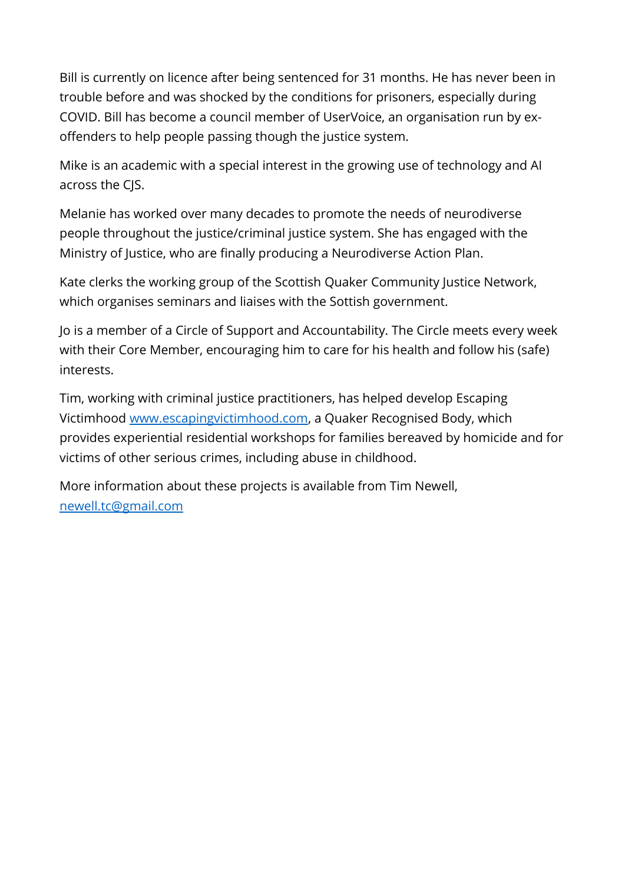Bill is currently on licence after being sentenced for 31 months. He has never been in trouble before and was shocked by the conditions for prisoners, especially during COVID. Bill has become a council member of UserVoice, an organisation run by ex-offenders to help people passing though the justice system.

Mike is an academic with a special interest in the growing use of technology and AI across the CJS.

Melanie has worked over many decades to promote the needs of neurodiverse people throughout the justice/criminal justice system. She has engaged with the Ministry of Justice, who are finally producing a Neurodiverse Action Plan.

Kate clerks the working group of the Scottish Quaker Community Justice Network, which organises seminars and liaises with the Sottish government.

Jo is a member of a Circle of Support and Accountability. The Circle meets every week with their Core Member, encouraging him to care for his health and follow his (safe) interests.

Tim, working with criminal justice practitioners, has helped develop Escaping Victimhood [www.escapingvictimhood.com](http://www.escapingvictimhood.com), a Quaker Recognised Body, which provides experiential residential workshops for families bereaved by homicide and for victims of other serious crimes, including abuse in childhood.

More information about these projects is available from Tim Newell, [newell.tc@gmail.com](mailto:newell.tc@gmail.com)